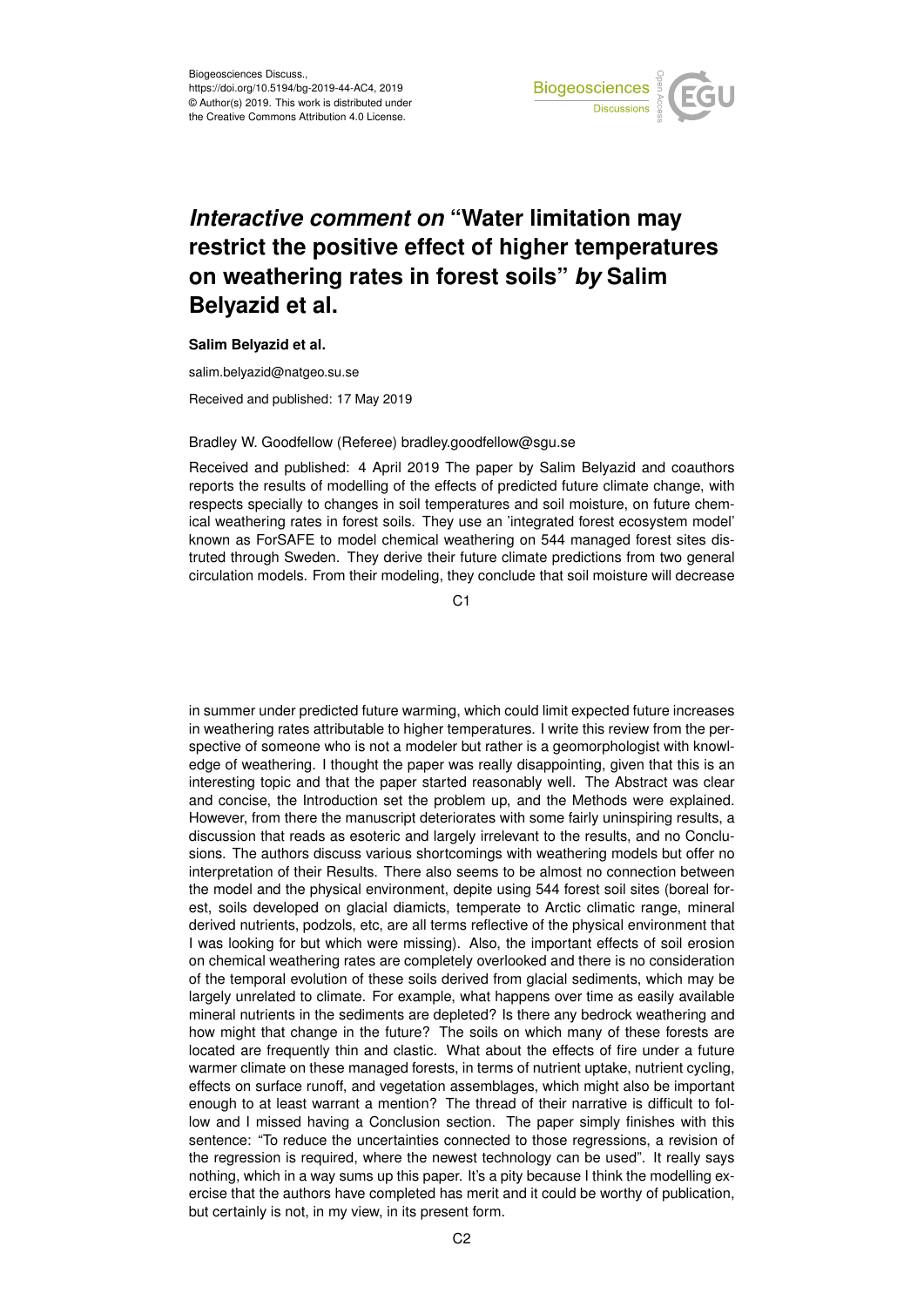Biogeosciences Discuss.,
https://doi.org/10.5194/bg-2019-44-AC4, 2019
© Author(s) 2019. This work is distributed under
the Creative Commons Attribution 4.0 License.

# *Interactive comment on* "Water limitation may restrict the positive effect of higher temperatures on weathering rates in forest soils" *by* Salim Belyazid et al.

**Salim Belyazid et al.**

salim.belyazid@natgeo.su.se

Received and published: 17 May 2019

Bradley W. Goodfellow (Referee) bradley.goodfellow@sgu.se

Received and published: 4 April 2019 The paper by Salim Belyazid and coauthors reports the results of modelling of the effects of predicted future climate change, with respects specially to changes in soil temperatures and soil moisture, on future chemical weathering rates in forest soils. They use an 'integrated forest ecosystem model' known as ForSAFE to model chemical weathering on 544 managed forest sites distruted through Sweden. They derive their future climate predictions from two general circulation models. From their modeling, they conclude that soil moisture will decrease in summer under predicted future warming, which could limit expected future increases in weathering rates attributable to higher temperatures. I write this review from the perspective of someone who is not a modeler but rather is a geomorphologist with knowledge of weathering. I thought the paper was really disappointing, given that this is an interesting topic and that the paper started reasonably well. The Abstract was clear and concise, the Introduction set the problem up, and the Methods were explained. However, from there the manuscript deteriorates with some fairly uninspiring results, a discussion that reads as esoteric and largely irrelevant to the results, and no Conclusions. The authors discuss various shortcomings with weathering models but offer no interpretation of their Results. There also seems to be almost no connection between the model and the physical environment, depite using 544 forest soil sites (boreal forest, soils developed on glacial diamicts, temperate to Arctic climatic range, mineral derived nutrients, podzols, etc, are all terms reflective of the physical environment that I was looking for but which were missing). Also, the important effects of soil erosion on chemical weathering rates are completely overlooked and there is no consideration of the temporal evolution of these soils derived from glacial sediments, which may be largely unrelated to climate. For example, what happens over time as easily available mineral nutrients in the sediments are depleted? Is there any bedrock weathering and how might that change in the future? The soils on which many of these forests are located are frequently thin and clastic. What about the effects of fire under a future warmer climate on these managed forests, in terms of nutrient uptake, nutrient cycling, effects on surface runoff, and vegetation assemblages, which might also be important enough to at least warrant a mention? The thread of their narrative is difficult to follow and I missed having a Conclusion section. The paper simply finishes with this sentence: "To reduce the uncertainties connected to those regressions, a revision of the regression is required, where the newest technology can be used". It really says nothing, which in a way sums up this paper. It's a pity because I think the modelling exercise that the authors have completed has merit and it could be worthy of publication, but certainly is not, in my view, in its present form.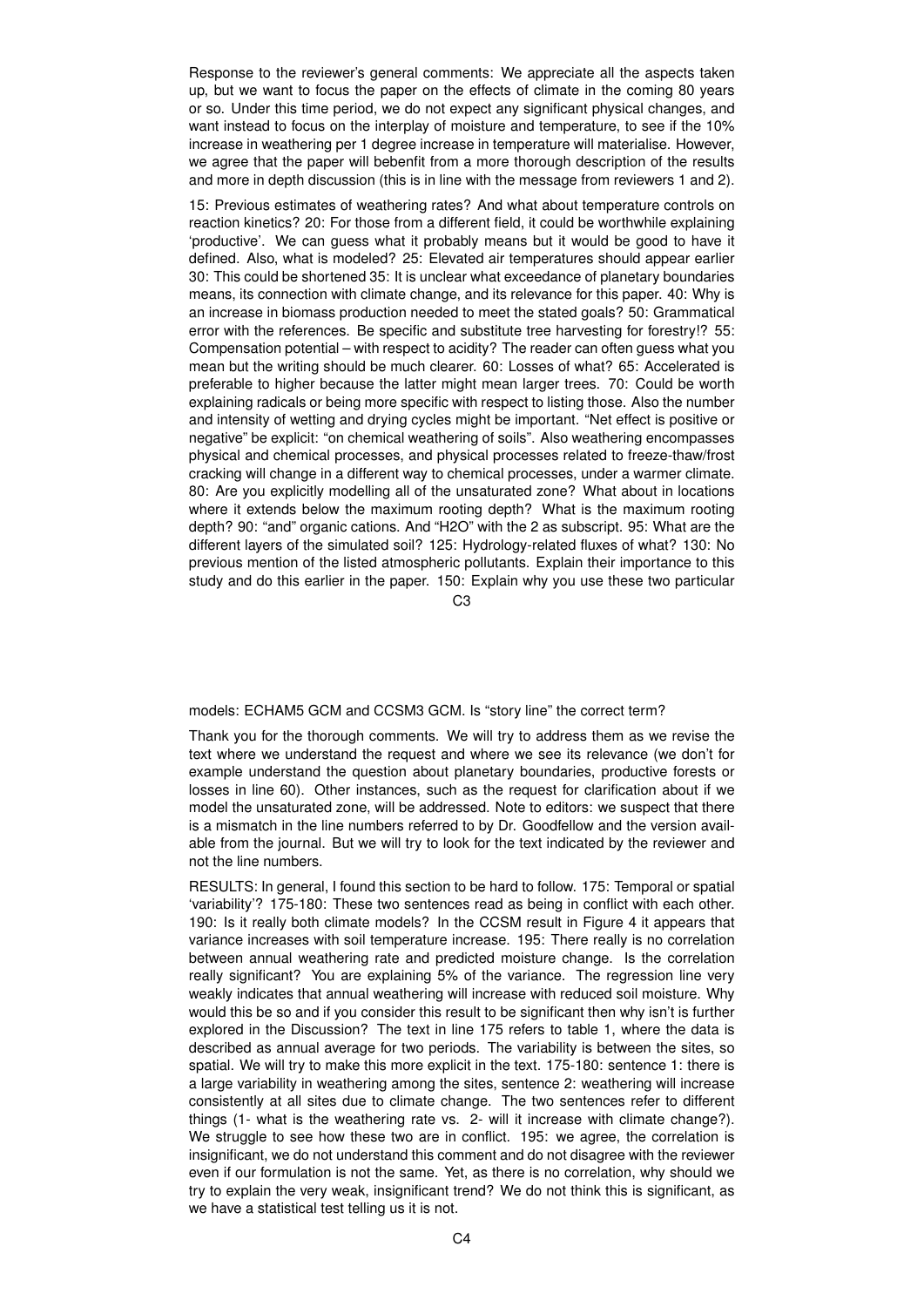Response to the reviewer's general comments: We appreciate all the aspects taken up, but we want to focus the paper on the effects of climate in the coming 80 years or so. Under this time period, we do not expect any significant physical changes, and want instead to focus on the interplay of moisture and temperature, to see if the 10% increase in weathering per 1 degree increase in temperature will materialise. However, we agree that the paper will bebenfit from a more thorough description of the results and more in depth discussion (this is in line with the message from reviewers 1 and 2).

15: Previous estimates of weathering rates? And what about temperature controls on reaction kinetics? 20: For those from a different field, it could be worthwhile explaining 'productive'. We can guess what it probably means but it would be good to have it defined. Also, what is modeled? 25: Elevated air temperatures should appear earlier 30: This could be shortened 35: It is unclear what exceedance of planetary boundaries means, its connection with climate change, and its relevance for this paper. 40: Why is an increase in biomass production needed to meet the stated goals? 50: Grammatical error with the references. Be specific and substitute tree harvesting for forestry!? 55: Compensation potential – with respect to acidity? The reader can often guess what you mean but the writing should be much clearer. 60: Losses of what? 65: Accelerated is preferable to higher because the latter might mean larger trees. 70: Could be worth explaining radicals or being more specific with respect to listing those. Also the number and intensity of wetting and drying cycles might be important. "Net effect is positive or negative" be explicit: "on chemical weathering of soils". Also weathering encompasses physical and chemical processes, and physical processes related to freeze-thaw/frost cracking will change in a different way to chemical processes, under a warmer climate. 80: Are you explicitly modelling all of the unsaturated zone? What about in locations where it extends below the maximum rooting depth? What is the maximum rooting depth? 90: "and" organic cations. And "H2O" with the 2 as subscript. 95: What are the different layers of the simulated soil? 125: Hydrology-related fluxes of what? 130: No previous mention of the listed atmospheric pollutants. Explain their importance to this study and do this earlier in the paper. 150: Explain why you use these two particular models: ECHAM5 GCM and CCSM3 GCM. Is "story line" the correct term?

Thank you for the thorough comments. We will try to address them as we revise the text where we understand the request and where we see its relevance (we don't for example understand the question about planetary boundaries, productive forests or losses in line 60). Other instances, such as the request for clarification about if we model the unsaturated zone, will be addressed. Note to editors: we suspect that there is a mismatch in the line numbers referred to by Dr. Goodfellow and the version available from the journal. But we will try to look for the text indicated by the reviewer and not the line numbers.

RESULTS: In general, I found this section to be hard to follow. 175: Temporal or spatial 'variability'? 175-180: These two sentences read as being in conflict with each other. 190: Is it really both climate models? In the CCSM result in Figure 4 it appears that variance increases with soil temperature increase. 195: There really is no correlation between annual weathering rate and predicted moisture change. Is the correlation really significant? You are explaining 5% of the variance. The regression line very weakly indicates that annual weathering will increase with reduced soil moisture. Why would this be so and if you consider this result to be significant then why isn't is further explored in the Discussion? The text in line 175 refers to table 1, where the data is described as annual average for two periods. The variability is between the sites, so spatial. We will try to make this more explicit in the text. 175-180: sentence 1: there is a large variability in weathering among the sites, sentence 2: weathering will increase consistently at all sites due to climate change. The two sentences refer to different things (1- what is the weathering rate vs. 2- will it increase with climate change?). We struggle to see how these two are in conflict. 195: we agree, the correlation is insignificant, we do not understand this comment and do not disagree with the reviewer even if our formulation is not the same. Yet, as there is no correlation, why should we try to explain the very weak, insignificant trend? We do not think this is significant, as we have a statistical test telling us it is not.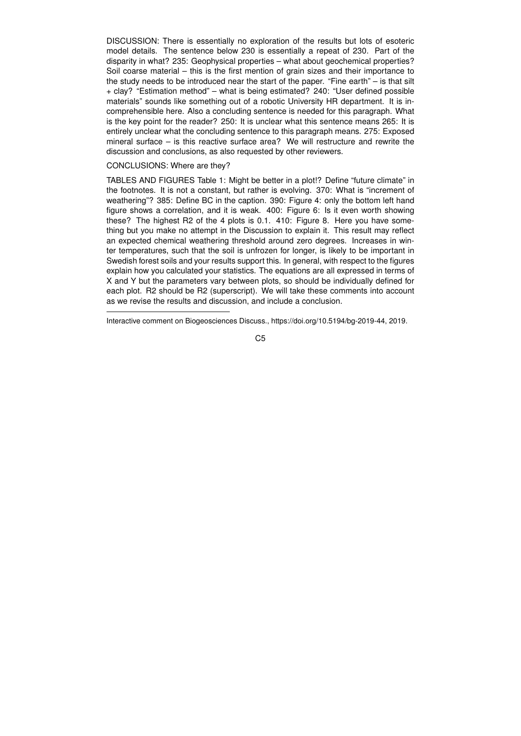DISCUSSION: There is essentially no exploration of the results but lots of esoteric model details. The sentence below 230 is essentially a repeat of 230. Part of the disparity in what? 235: Geophysical properties – what about geochemical properties? Soil coarse material – this is the first mention of grain sizes and their importance to the study needs to be introduced near the start of the paper. "Fine earth" – is that silt + clay? "Estimation method" – what is being estimated? 240: "User defined possible materials" sounds like something out of a robotic University HR department. It is incomprehensible here. Also a concluding sentence is needed for this paragraph. What is the key point for the reader? 250: It is unclear what this sentence means 265: It is entirely unclear what the concluding sentence to this paragraph means. 275: Exposed mineral surface – is this reactive surface area? We will restructure and rewrite the discussion and conclusions, as also requested by other reviewers.

CONCLUSIONS: Where are they?

TABLES AND FIGURES Table 1: Might be better in a plot!? Define "future climate" in the footnotes. It is not a constant, but rather is evolving. 370: What is "increment of weathering"? 385: Define BC in the caption. 390: Figure 4: only the bottom left hand figure shows a correlation, and it is weak. 400: Figure 6: Is it even worth showing these? The highest R2 of the 4 plots is 0.1. 410: Figure 8. Here you have something but you make no attempt in the Discussion to explain it. This result may reflect an expected chemical weathering threshold around zero degrees. Increases in winter temperatures, such that the soil is unfrozen for longer, is likely to be important in Swedish forest soils and your results support this. In general, with respect to the figures explain how you calculated your statistics. The equations are all expressed in terms of X and Y but the parameters vary between plots, so should be individually defined for each plot. R2 should be R2 (superscript). We will take these comments into account as we revise the results and discussion, and include a conclusion.

---

Interactive comment on Biogeosciences Discuss., https://doi.org/10.5194/bg-2019-44, 2019.